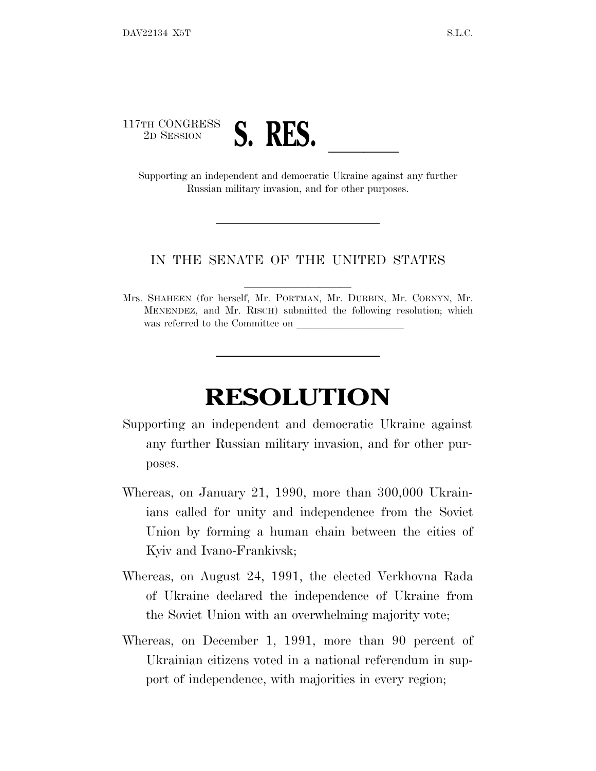117TH CONGRESS
2D SESSION

# S. RES. \_\_\_\_\_\_

Supporting an independent and democratic Ukraine against any further Russian military invasion, and for other purposes.

---

IN THE SENATE OF THE UNITED STATES

---

Mrs. SHAHEEN (for herself, Mr. PORTMAN, Mr. DURBIN, Mr. CORNYN, Mr. MENENDEZ, and Mr. RISCH) submitted the following resolution; which was referred to the Committee on \_\_\_\_\_\_\_\_\_\_\_\_\_\_\_\_\_\_\_\_

---

# RESOLUTION

Supporting an independent and democratic Ukraine against any further Russian military invasion, and for other purposes.

Whereas, on January 21, 1990, more than 300,000 Ukrainians called for unity and independence from the Soviet Union by forming a human chain between the cities of Kyiv and Ivano-Frankivsk;

Whereas, on August 24, 1991, the elected Verkhovna Rada of Ukraine declared the independence of Ukraine from the Soviet Union with an overwhelming majority vote;

Whereas, on December 1, 1991, more than 90 percent of Ukrainian citizens voted in a national referendum in support of independence, with majorities in every region;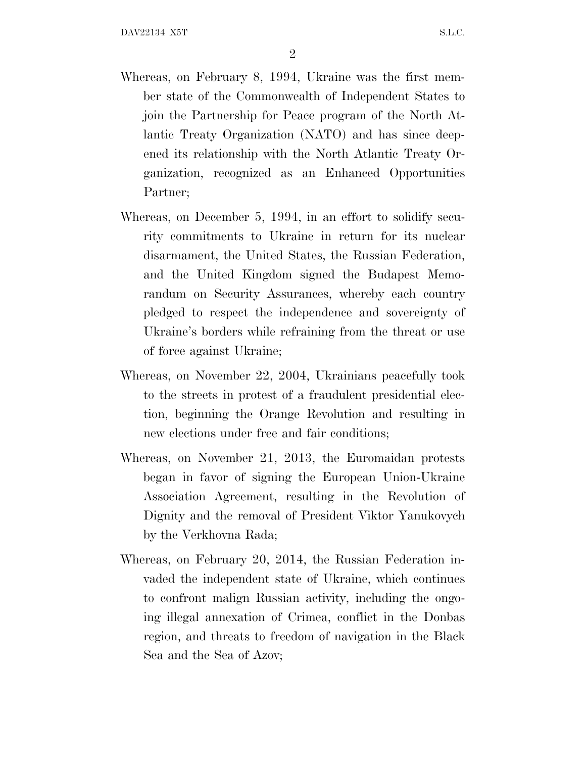Whereas, on February 8, 1994, Ukraine was the first member state of the Commonwealth of Independent States to join the Partnership for Peace program of the North Atlantic Treaty Organization (NATO) and has since deepened its relationship with the North Atlantic Treaty Organization, recognized as an Enhanced Opportunities Partner;

Whereas, on December 5, 1994, in an effort to solidify security commitments to Ukraine in return for its nuclear disarmament, the United States, the Russian Federation, and the United Kingdom signed the Budapest Memorandum on Security Assurances, whereby each country pledged to respect the independence and sovereignty of Ukraine's borders while refraining from the threat or use of force against Ukraine;

Whereas, on November 22, 2004, Ukrainians peacefully took to the streets in protest of a fraudulent presidential election, beginning the Orange Revolution and resulting in new elections under free and fair conditions;

Whereas, on November 21, 2013, the Euromaidan protests began in favor of signing the European Union-Ukraine Association Agreement, resulting in the Revolution of Dignity and the removal of President Viktor Yanukovych by the Verkhovna Rada;

Whereas, on February 20, 2014, the Russian Federation invaded the independent state of Ukraine, which continues to confront malign Russian activity, including the ongoing illegal annexation of Crimea, conflict in the Donbas region, and threats to freedom of navigation in the Black Sea and the Sea of Azov;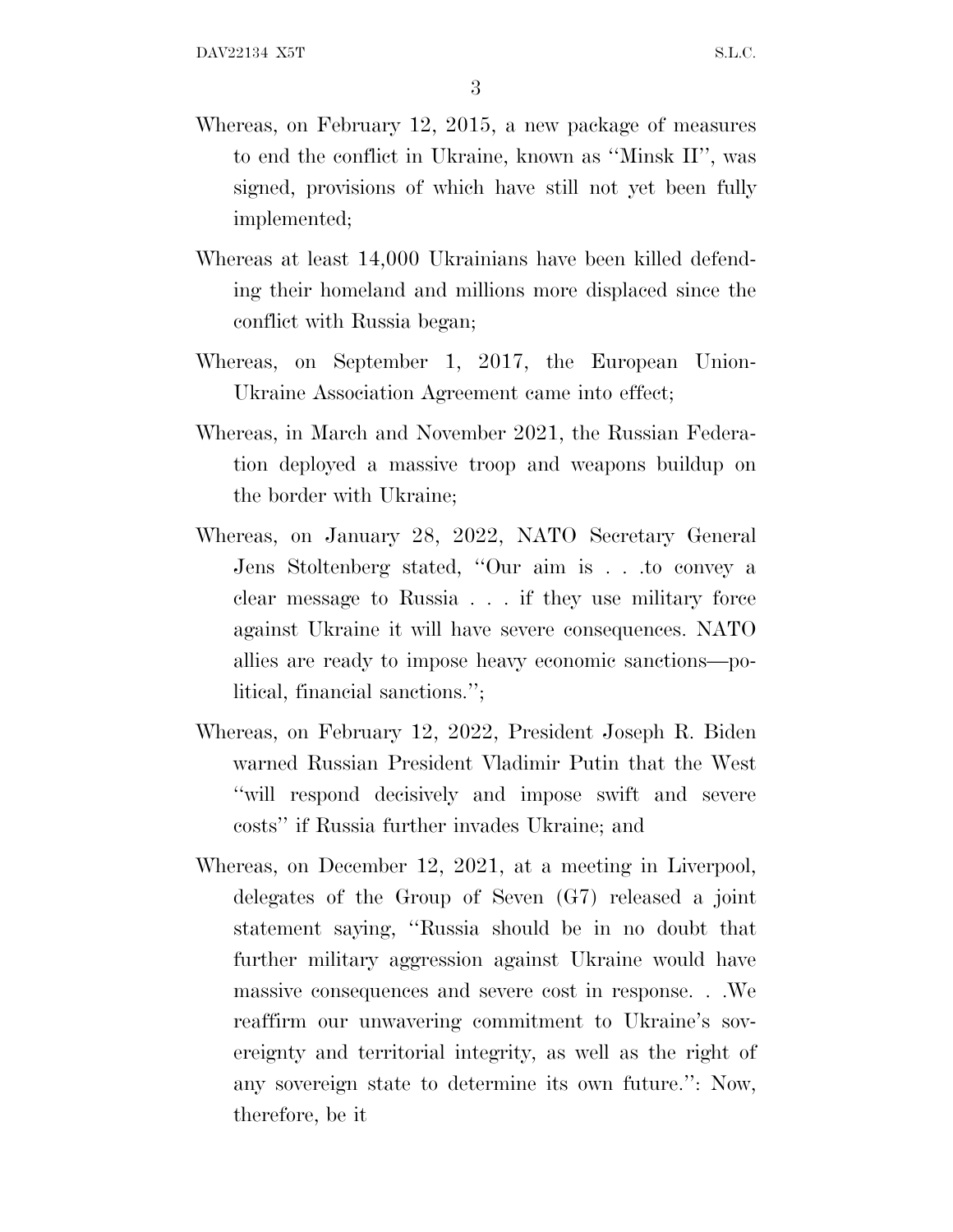Whereas, on February 12, 2015, a new package of measures to end the conflict in Ukraine, known as ''Minsk II'', was signed, provisions of which have still not yet been fully implemented;

Whereas at least 14,000 Ukrainians have been killed defending their homeland and millions more displaced since the conflict with Russia began;

Whereas, on September 1, 2017, the European Union-Ukraine Association Agreement came into effect;

Whereas, in March and November 2021, the Russian Federation deployed a massive troop and weapons buildup on the border with Ukraine;

Whereas, on January 28, 2022, NATO Secretary General Jens Stoltenberg stated, ''Our aim is . . .to convey a clear message to Russia . . . if they use military force against Ukraine it will have severe consequences. NATO allies are ready to impose heavy economic sanctions—political, financial sanctions.'';

Whereas, on February 12, 2022, President Joseph R. Biden warned Russian President Vladimir Putin that the West ''will respond decisively and impose swift and severe costs'' if Russia further invades Ukraine; and

Whereas, on December 12, 2021, at a meeting in Liverpool, delegates of the Group of Seven (G7) released a joint statement saying, ''Russia should be in no doubt that further military aggression against Ukraine would have massive consequences and severe cost in response. . .We reaffirm our unwavering commitment to Ukraine's sovereignty and territorial integrity, as well as the right of any sovereign state to determine its own future.'': Now, therefore, be it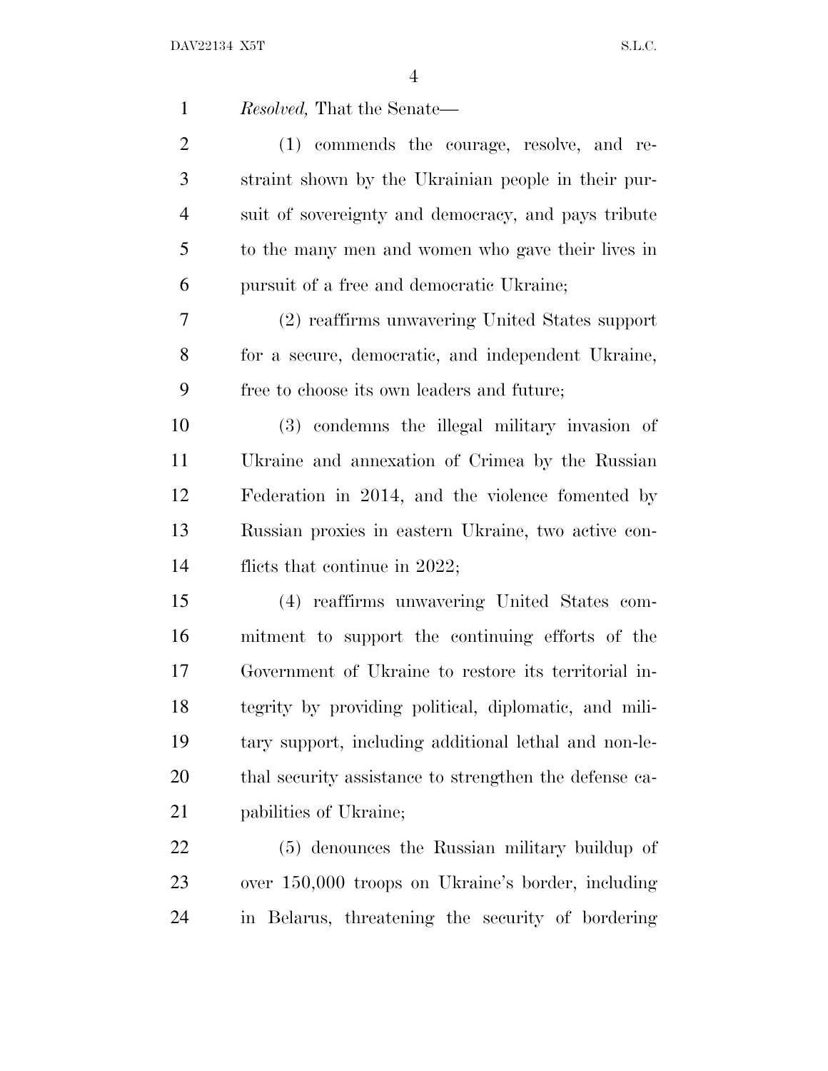*Resolved,* That the Senate—

(1) commends the courage, resolve, and restraint shown by the Ukrainian people in their pursuit of sovereignty and democracy, and pays tribute to the many men and women who gave their lives in pursuit of a free and democratic Ukraine;

(2) reaffirms unwavering United States support for a secure, democratic, and independent Ukraine, free to choose its own leaders and future;

(3) condemns the illegal military invasion of Ukraine and annexation of Crimea by the Russian Federation in 2014, and the violence fomented by Russian proxies in eastern Ukraine, two active conflicts that continue in 2022;

(4) reaffirms unwavering United States commitment to support the continuing efforts of the Government of Ukraine to restore its territorial integrity by providing political, diplomatic, and military support, including additional lethal and non-lethal security assistance to strengthen the defense capabilities of Ukraine;

(5) denounces the Russian military buildup of over 150,000 troops on Ukraine's border, including in Belarus, threatening the security of bordering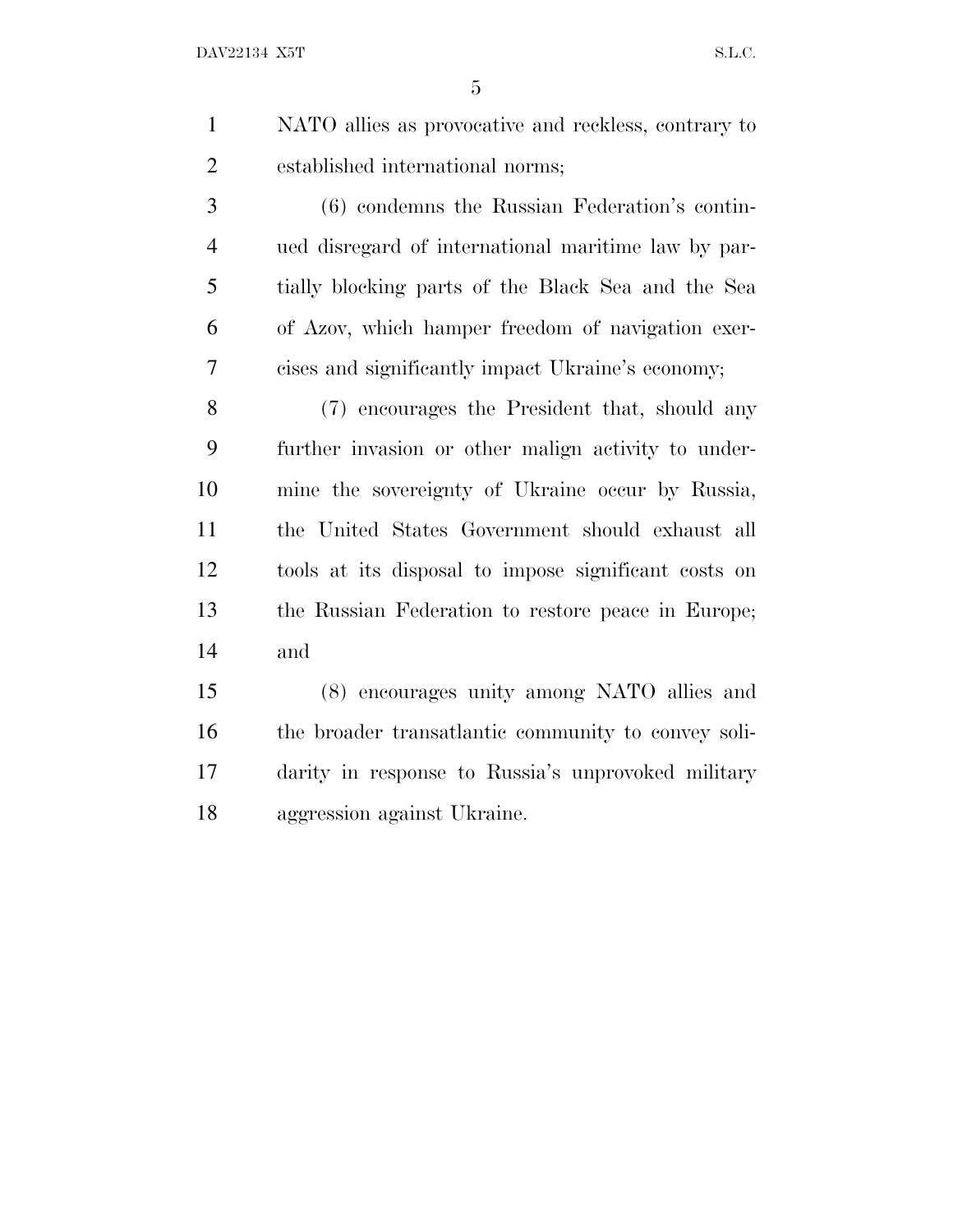NATO allies as provocative and reckless, contrary to established international norms;

(6) condemns the Russian Federation's continued disregard of international maritime law by partially blocking parts of the Black Sea and the Sea of Azov, which hamper freedom of navigation exercises and significantly impact Ukraine's economy;

(7) encourages the President that, should any further invasion or other malign activity to undermine the sovereignty of Ukraine occur by Russia, the United States Government should exhaust all tools at its disposal to impose significant costs on the Russian Federation to restore peace in Europe; and

(8) encourages unity among NATO allies and the broader transatlantic community to convey solidarity in response to Russia's unprovoked military aggression against Ukraine.